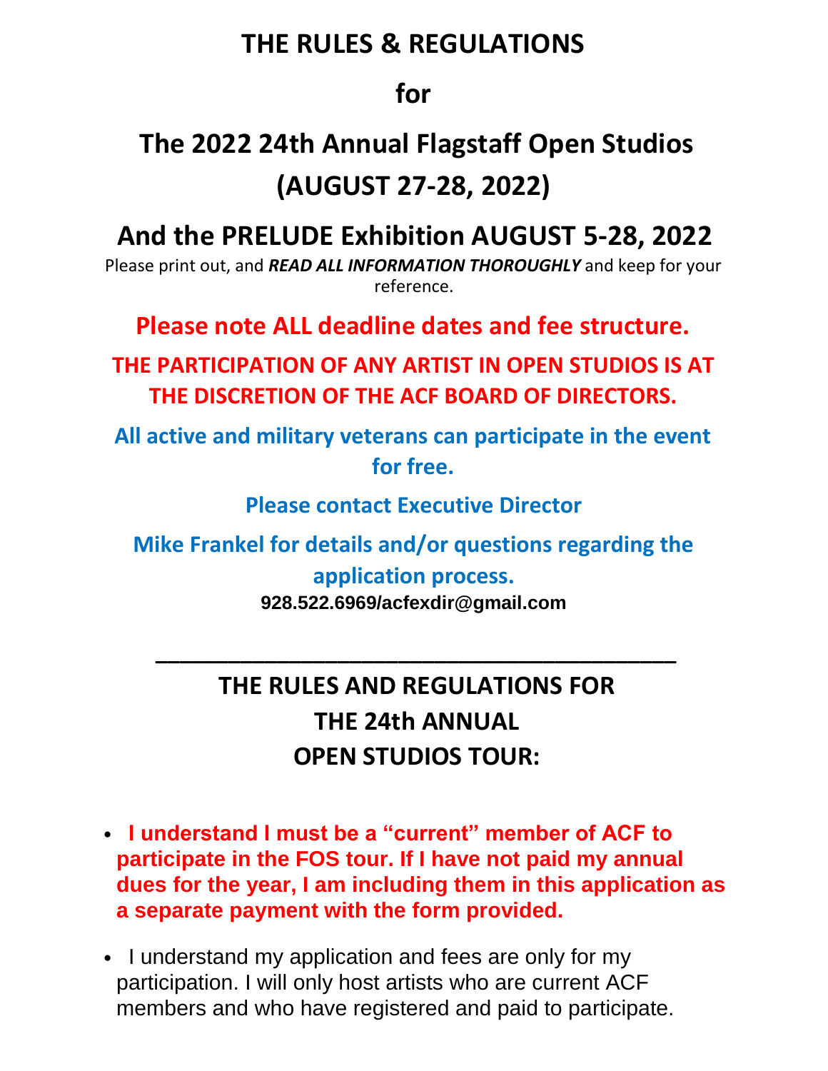# THE RULES & REGULATIONS

# for

# The 2022 24th Annual Flagstaff Open Studios (AUGUST 27-28, 2022)

# And the PRELUDE Exhibition AUGUST 5-28, 2022

Please print out, and ***READ ALL INFORMATION THOROUGHLY*** and keep for your reference.

## Please note ALL deadline dates and fee structure.

**THE PARTICIPATION OF ANY ARTIST IN OPEN STUDIOS IS AT THE DISCRETION OF THE ACF BOARD OF DIRECTORS.**

**All active and military veterans can participate in the event for free.**

**Please contact Executive Director**

**Mike Frankel for details and/or questions regarding the application process.**

**928.522.6969/acfexdir@gmail.com**

---

## THE RULES AND REGULATIONS FOR THE 24th ANNUAL OPEN STUDIOS TOUR:

- **I understand I must be a "current" member of ACF to participate in the FOS tour. If I have not paid my annual dues for the year, I am including them in this application as a separate payment with the form provided.**
- I understand my application and fees are only for my participation. I will only host artists who are current ACF members and who have registered and paid to participate.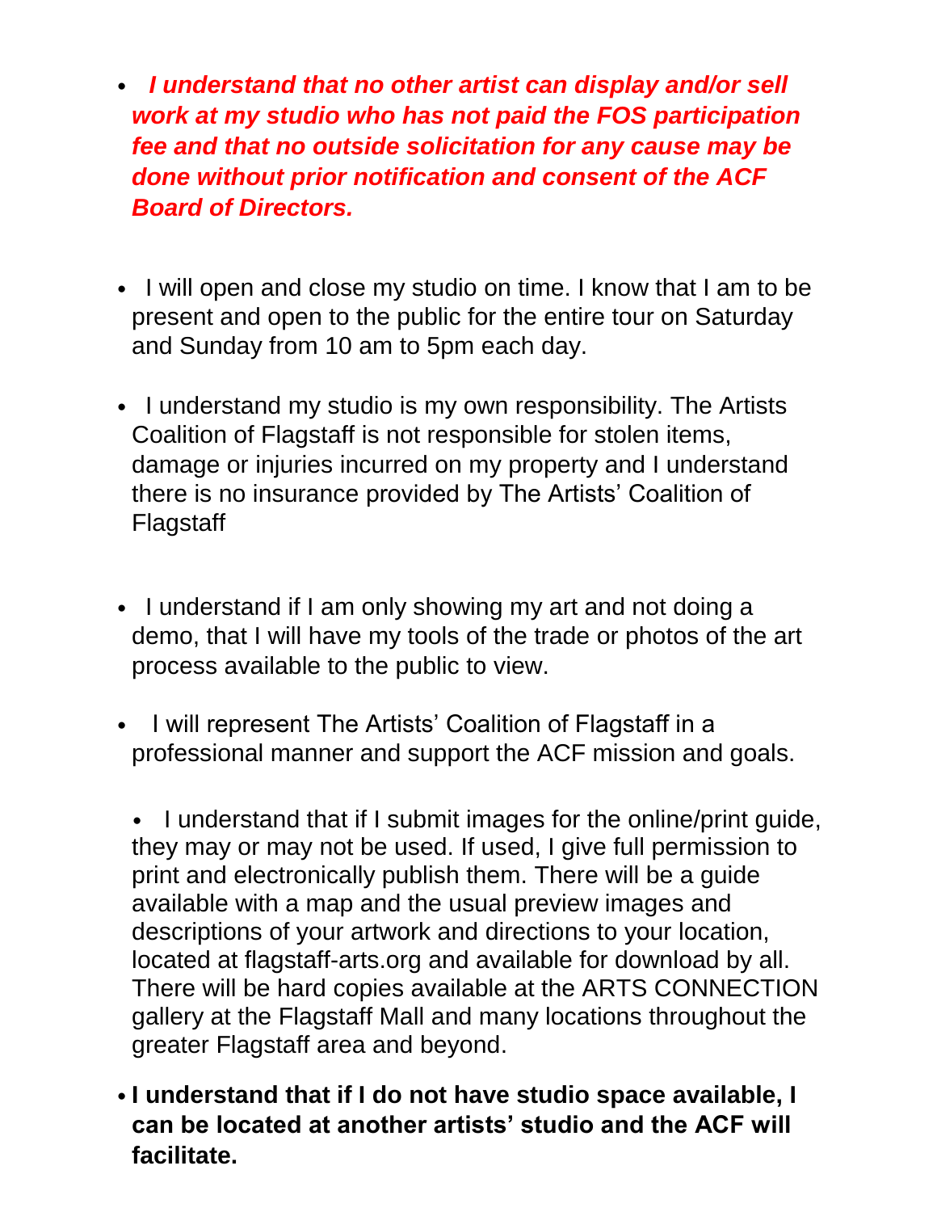- ***I understand that no other artist can display and/or sell work at my studio who has not paid the FOS participation fee and that no outside solicitation for any cause may be done without prior notification and consent of the ACF Board of Directors.***

- I will open and close my studio on time. I know that I am to be present and open to the public for the entire tour on Saturday and Sunday from 10 am to 5pm each day.

- I understand my studio is my own responsibility. The Artists Coalition of Flagstaff is not responsible for stolen items, damage or injuries incurred on my property and I understand there is no insurance provided by The Artists' Coalition of Flagstaff

- I understand if I am only showing my art and not doing a demo, that I will have my tools of the trade or photos of the art process available to the public to view.

- I will represent The Artists' Coalition of Flagstaff in a professional manner and support the ACF mission and goals.

- I understand that if I submit images for the online/print guide, they may or may not be used. If used, I give full permission to print and electronically publish them. There will be a guide available with a map and the usual preview images and descriptions of your artwork and directions to your location, located at flagstaff-arts.org and available for download by all. There will be hard copies available at the ARTS CONNECTION gallery at the Flagstaff Mall and many locations throughout the greater Flagstaff area and beyond.

- **I understand that if I do not have studio space available, I can be located at another artists' studio and the ACF will facilitate.**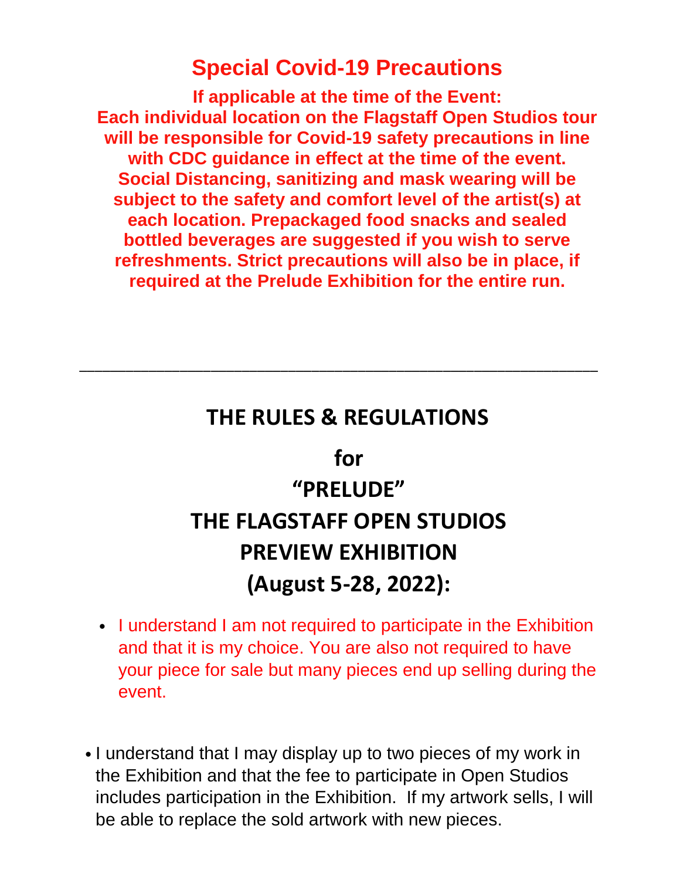## Special Covid-19 Precautions

**If applicable at the time of the Event: Each individual location on the Flagstaff Open Studios tour will be responsible for Covid-19 safety precautions in line with CDC guidance in effect at the time of the event. Social Distancing, sanitizing and mask wearing will be subject to the safety and comfort level of the artist(s) at each location. Prepackaged food snacks and sealed bottled beverages are suggested if you wish to serve refreshments. Strict precautions will also be in place, if required at the Prelude Exhibition for the entire run.**

---

## THE RULES & REGULATIONS for "PRELUDE" THE FLAGSTAFF OPEN STUDIOS PREVIEW EXHIBITION (August 5-28, 2022):

- I understand I am not required to participate in the Exhibition and that it is my choice. You are also not required to have your piece for sale but many pieces end up selling during the event.

- I understand that I may display up to two pieces of my work in the Exhibition and that the fee to participate in Open Studios includes participation in the Exhibition. If my artwork sells, I will be able to replace the sold artwork with new pieces.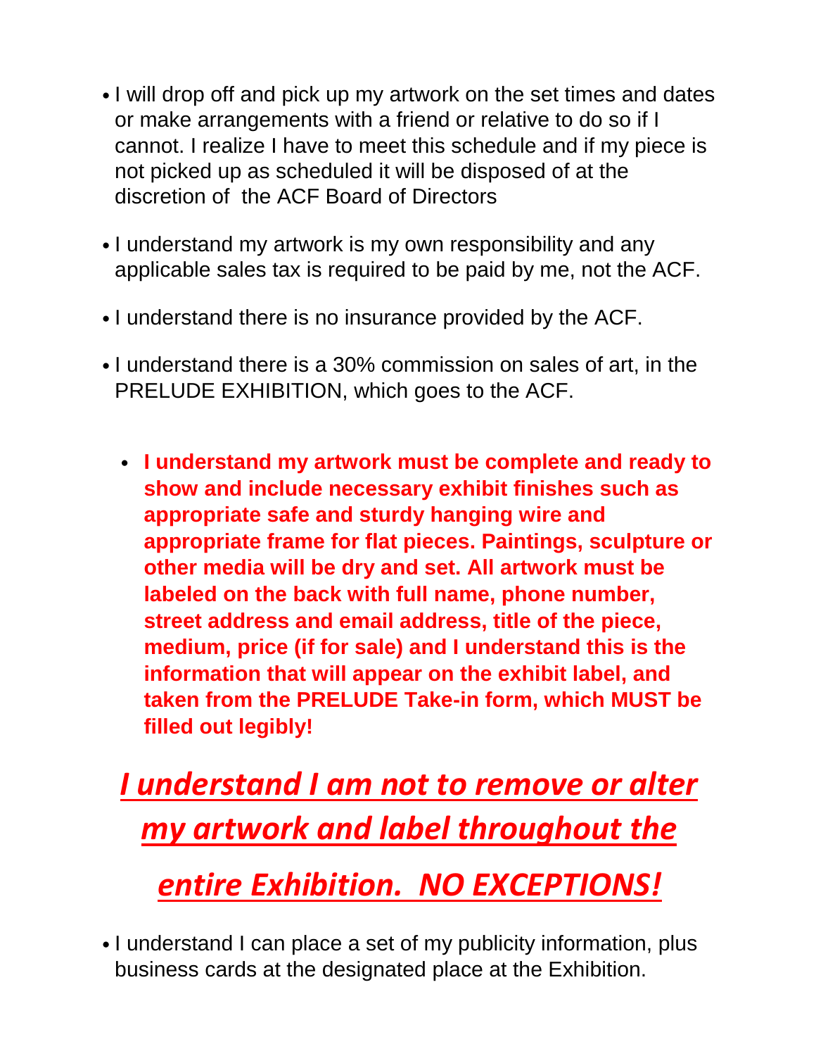- I will drop off and pick up my artwork on the set times and dates or make arrangements with a friend or relative to do so if I cannot. I realize I have to meet this schedule and if my piece is not picked up as scheduled it will be disposed of at the discretion of the ACF Board of Directors

- I understand my artwork is my own responsibility and any applicable sales tax is required to be paid by me, not the ACF.

- I understand there is no insurance provided by the ACF.

- I understand there is a 30% commission on sales of art, in the PRELUDE EXHIBITION, which goes to the ACF.

- **I understand my artwork must be complete and ready to show and include necessary exhibit finishes such as appropriate safe and sturdy hanging wire and appropriate frame for flat pieces. Paintings, sculpture or other media will be dry and set. All artwork must be labeled on the back with full name, phone number, street address and email address, title of the piece, medium, price (if for sale) and I understand this is the information that will appear on the exhibit label, and taken from the PRELUDE Take-in form, which MUST be filled out legibly!**

***<u>I understand I am not to remove or alter my artwork and label throughout the entire Exhibition. NO EXCEPTIONS!</u>***

- I understand I can place a set of my publicity information, plus business cards at the designated place at the Exhibition.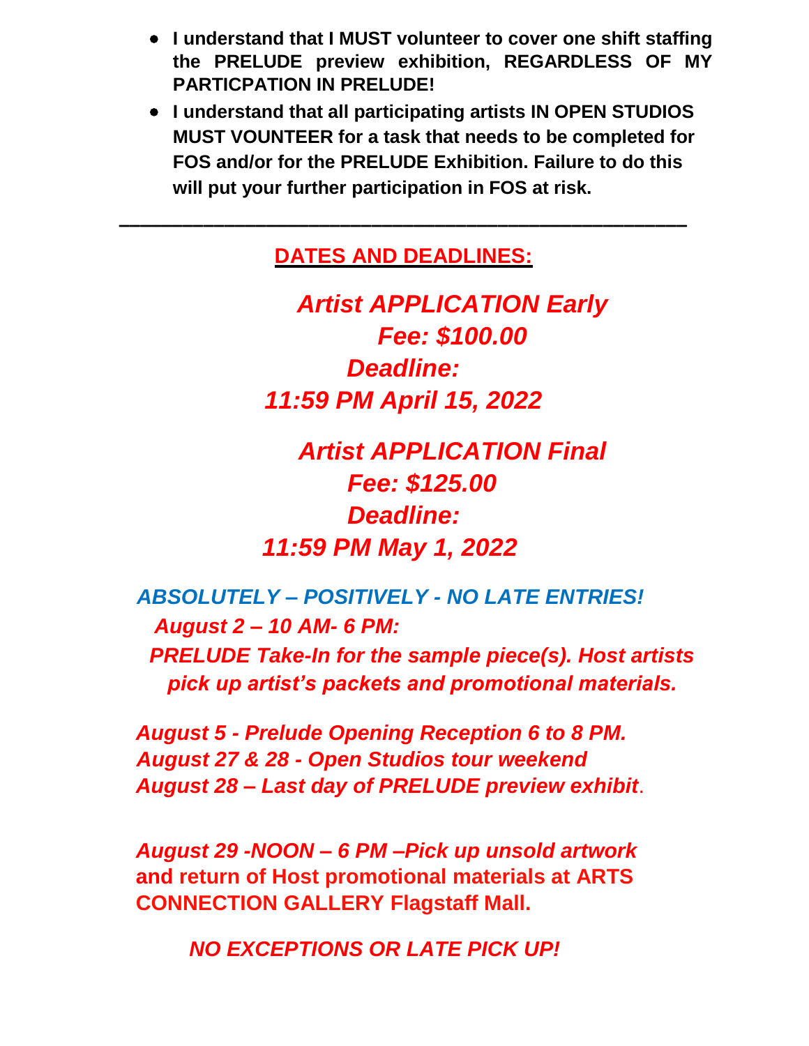- **I understand that I MUST volunteer to cover one shift staffing the PRELUDE preview exhibition, REGARDLESS OF MY PARTICPATION IN PRELUDE!**
- **I understand that all participating artists IN OPEN STUDIOS MUST VOUNTEER for a task that needs to be completed for FOS and/or for the PRELUDE Exhibition. Failure to do this will put your further participation in FOS at risk.**

---

## DATES AND DEADLINES:

***Artist APPLICATION Early Fee: $100.00 Deadline: 11:59 PM April 15, 2022***

***Artist APPLICATION Final Fee: $125.00 Deadline: 11:59 PM May 1, 2022***

***ABSOLUTELY – POSITIVELY - NO LATE ENTRIES!***

***August 2 – 10 AM- 6 PM:***
***PRELUDE Take-In for the sample piece(s). Host artists pick up artist's packets and promotional materials.***

***August 5 - Prelude Opening Reception 6 to 8 PM.***
***August 27 & 28 - Open Studios tour weekend***
***August 28 – Last day of PRELUDE preview exhibit.***

***August 29 -NOON – 6 PM –Pick up unsold artwork*** **and return of Host promotional materials at ARTS CONNECTION GALLERY Flagstaff Mall.**

***NO EXCEPTIONS OR LATE PICK UP!***